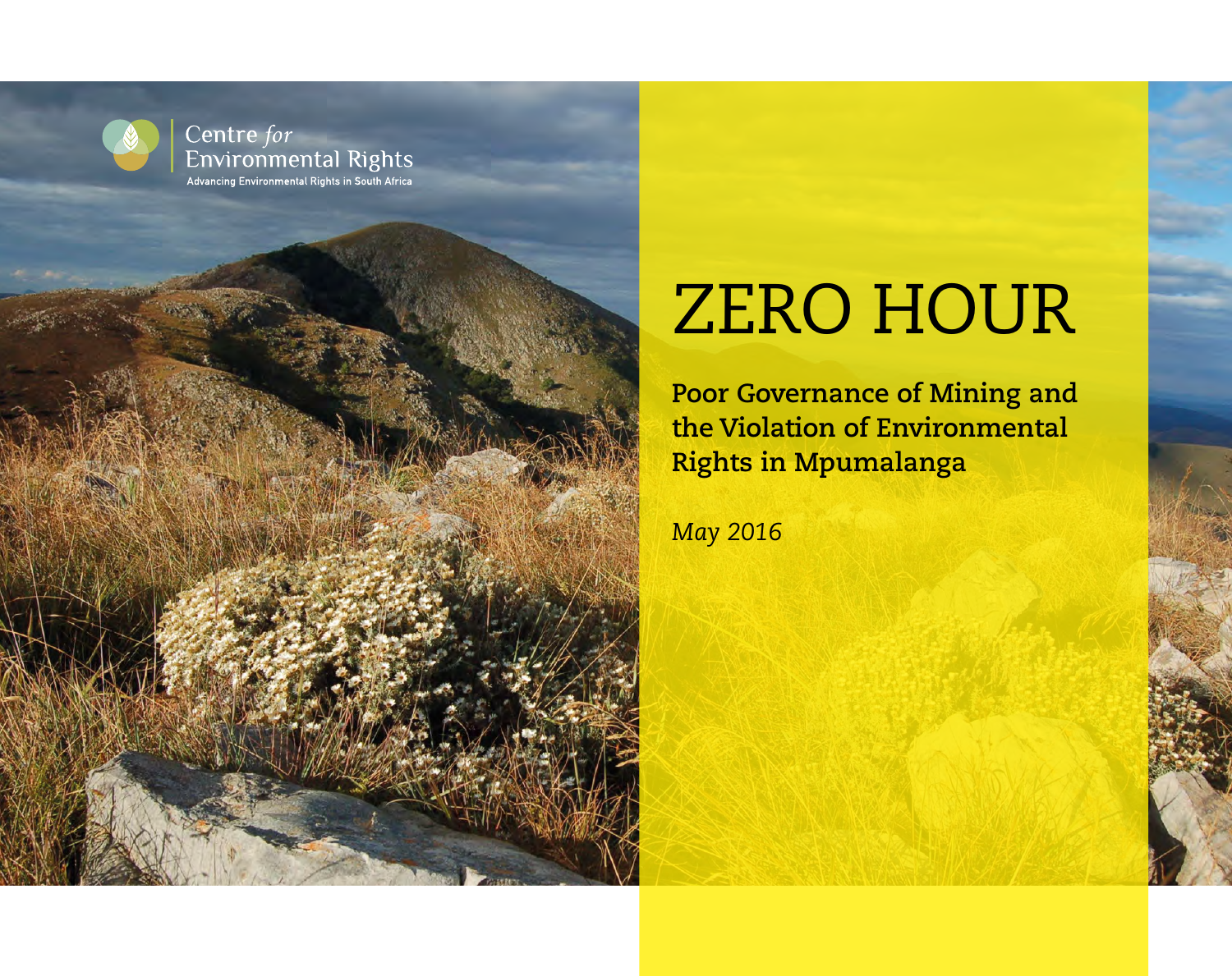Centre *for* Environmental Rights

Advancing Environmental Rights in South Africa

# ZERO HOUR

## Poor Governance of Mining and the Violation of Environmental Rights in Mpumalanga

*May 2016*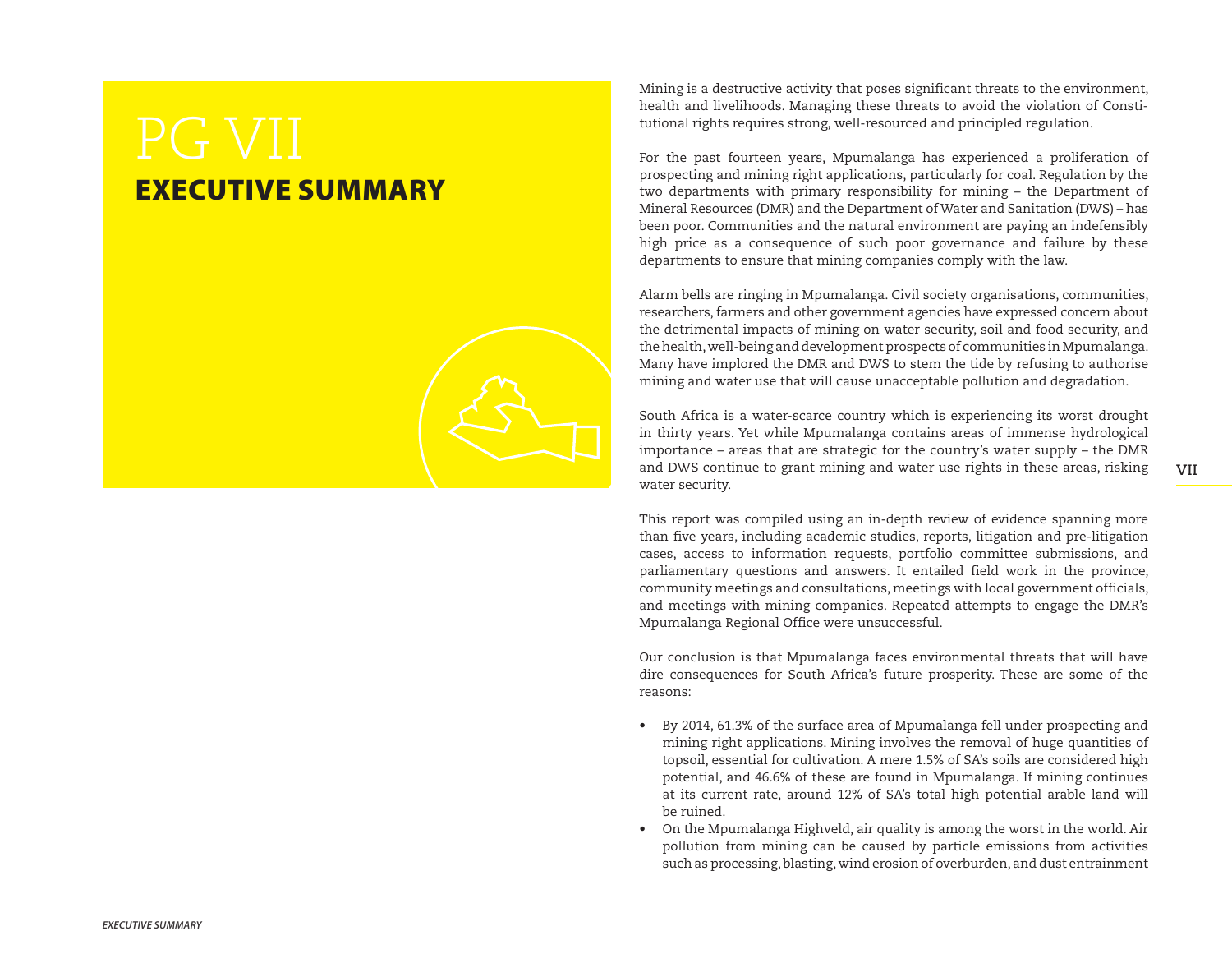# PG VII
## EXECUTIVE SUMMARY

Mining is a destructive activity that poses significant threats to the environment, health and livelihoods. Managing these threats to avoid the violation of Constitutional rights requires strong, well-resourced and principled regulation.

For the past fourteen years, Mpumalanga has experienced a proliferation of prospecting and mining right applications, particularly for coal. Regulation by the two departments with primary responsibility for mining – the Department of Mineral Resources (DMR) and the Department of Water and Sanitation (DWS) – has been poor. Communities and the natural environment are paying an indefensibly high price as a consequence of such poor governance and failure by these departments to ensure that mining companies comply with the law.

Alarm bells are ringing in Mpumalanga. Civil society organisations, communities, researchers, farmers and other government agencies have expressed concern about the detrimental impacts of mining on water security, soil and food security, and the health, well-being and development prospects of communities in Mpumalanga. Many have implored the DMR and DWS to stem the tide by refusing to authorise mining and water use that will cause unacceptable pollution and degradation.

South Africa is a water-scarce country which is experiencing its worst drought in thirty years. Yet while Mpumalanga contains areas of immense hydrological importance – areas that are strategic for the country's water supply – the DMR and DWS continue to grant mining and water use rights in these areas, risking water security.

This report was compiled using an in-depth review of evidence spanning more than five years, including academic studies, reports, litigation and pre-litigation cases, access to information requests, portfolio committee submissions, and parliamentary questions and answers. It entailed field work in the province, community meetings and consultations, meetings with local government officials, and meetings with mining companies. Repeated attempts to engage the DMR's Mpumalanga Regional Office were unsuccessful.

Our conclusion is that Mpumalanga faces environmental threats that will have dire consequences for South Africa's future prosperity. These are some of the reasons:

- By 2014, 61.3% of the surface area of Mpumalanga fell under prospecting and mining right applications. Mining involves the removal of huge quantities of topsoil, essential for cultivation. A mere 1.5% of SA's soils are considered high potential, and 46.6% of these are found in Mpumalanga. If mining continues at its current rate, around 12% of SA's total high potential arable land will be ruined.
- On the Mpumalanga Highveld, air quality is among the worst in the world. Air pollution from mining can be caused by particle emissions from activities such as processing, blasting, wind erosion of overburden, and dust entrainment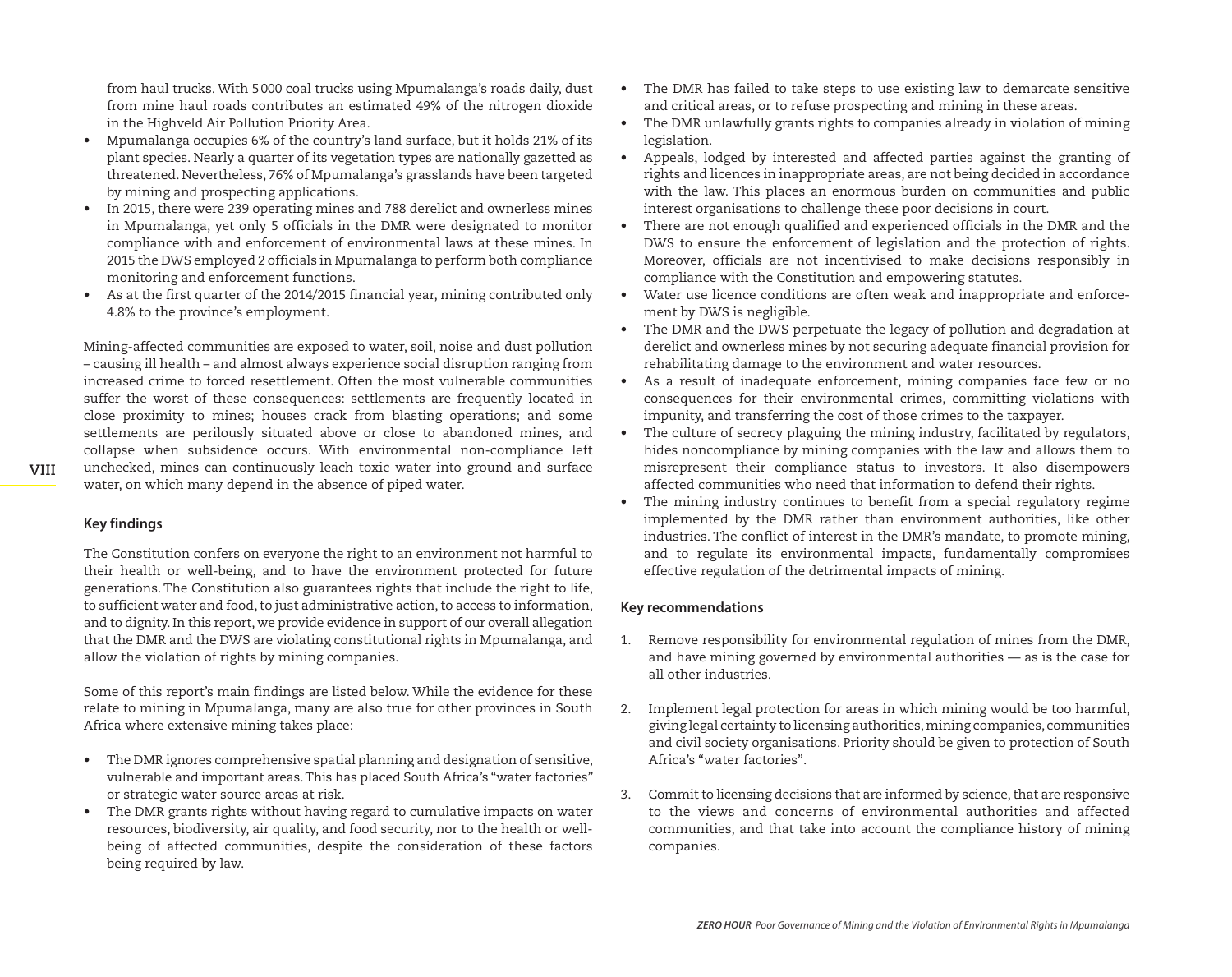from haul trucks. With 5 000 coal trucks using Mpumalanga's roads daily, dust from mine haul roads contributes an estimated 49% of the nitrogen dioxide in the Highveld Air Pollution Priority Area.

- Mpumalanga occupies 6% of the country's land surface, but it holds 21% of its plant species. Nearly a quarter of its vegetation types are nationally gazetted as threatened. Nevertheless, 76% of Mpumalanga's grasslands have been targeted by mining and prospecting applications.
- In 2015, there were 239 operating mines and 788 derelict and ownerless mines in Mpumalanga, yet only 5 officials in the DMR were designated to monitor compliance with and enforcement of environmental laws at these mines. In 2015 the DWS employed 2 officials in Mpumalanga to perform both compliance monitoring and enforcement functions.
- As at the first quarter of the 2014/2015 financial year, mining contributed only 4.8% to the province's employment.

Mining-affected communities are exposed to water, soil, noise and dust pollution – causing ill health – and almost always experience social disruption ranging from increased crime to forced resettlement. Often the most vulnerable communities suffer the worst of these consequences: settlements are frequently located in close proximity to mines; houses crack from blasting operations; and some settlements are perilously situated above or close to abandoned mines, and collapse when subsidence occurs. With environmental non-compliance left unchecked, mines can continuously leach toxic water into ground and surface water, on which many depend in the absence of piped water.

### Key findings

The Constitution confers on everyone the right to an environment not harmful to their health or well-being, and to have the environment protected for future generations. The Constitution also guarantees rights that include the right to life, to sufficient water and food, to just administrative action, to access to information, and to dignity. In this report, we provide evidence in support of our overall allegation that the DMR and the DWS are violating constitutional rights in Mpumalanga, and allow the violation of rights by mining companies.

Some of this report's main findings are listed below. While the evidence for these relate to mining in Mpumalanga, many are also true for other provinces in South Africa where extensive mining takes place:

- The DMR ignores comprehensive spatial planning and designation of sensitive, vulnerable and important areas. This has placed South Africa's "water factories" or strategic water source areas at risk.
- The DMR grants rights without having regard to cumulative impacts on water resources, biodiversity, air quality, and food security, nor to the health or well-being of affected communities, despite the consideration of these factors being required by law.
- The DMR has failed to take steps to use existing law to demarcate sensitive and critical areas, or to refuse prospecting and mining in these areas.
- The DMR unlawfully grants rights to companies already in violation of mining legislation.
- Appeals, lodged by interested and affected parties against the granting of rights and licences in inappropriate areas, are not being decided in accordance with the law. This places an enormous burden on communities and public interest organisations to challenge these poor decisions in court.
- There are not enough qualified and experienced officials in the DMR and the DWS to ensure the enforcement of legislation and the protection of rights. Moreover, officials are not incentivised to make decisions responsibly in compliance with the Constitution and empowering statutes.
- Water use licence conditions are often weak and inappropriate and enforcement by DWS is negligible.
- The DMR and the DWS perpetuate the legacy of pollution and degradation at derelict and ownerless mines by not securing adequate financial provision for rehabilitating damage to the environment and water resources.
- As a result of inadequate enforcement, mining companies face few or no consequences for their environmental crimes, committing violations with impunity, and transferring the cost of those crimes to the taxpayer.
- The culture of secrecy plaguing the mining industry, facilitated by regulators, hides noncompliance by mining companies with the law and allows them to misrepresent their compliance status to investors. It also disempowers affected communities who need that information to defend their rights.
- The mining industry continues to benefit from a special regulatory regime implemented by the DMR rather than environment authorities, like other industries. The conflict of interest in the DMR's mandate, to promote mining, and to regulate its environmental impacts, fundamentally compromises effective regulation of the detrimental impacts of mining.

### Key recommendations

1. Remove responsibility for environmental regulation of mines from the DMR, and have mining governed by environmental authorities — as is the case for all other industries.

2. Implement legal protection for areas in which mining would be too harmful, giving legal certainty to licensing authorities, mining companies, communities and civil society organisations. Priority should be given to protection of South Africa's "water factories".

3. Commit to licensing decisions that are informed by science, that are responsive to the views and concerns of environmental authorities and affected communities, and that take into account the compliance history of mining companies.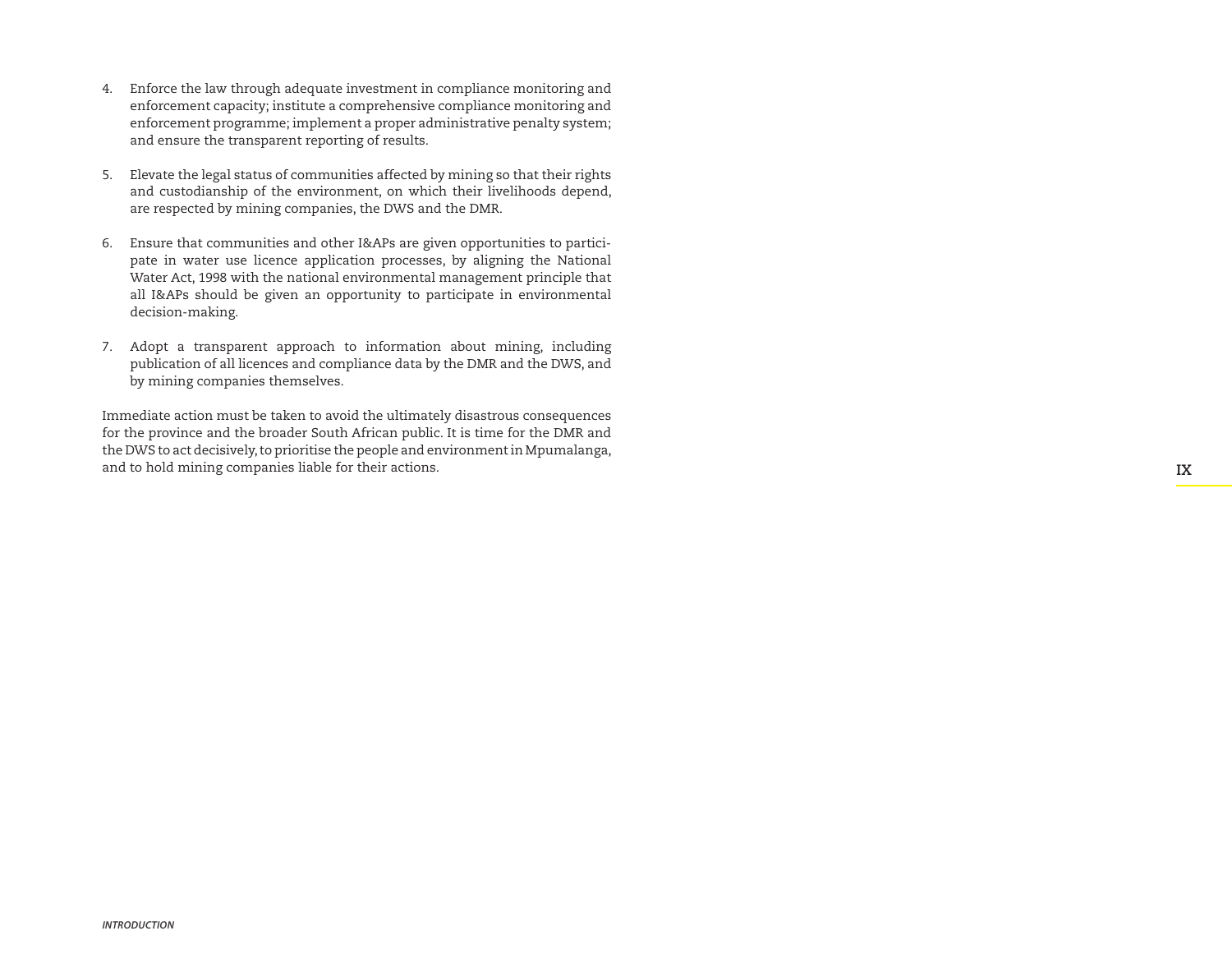4. Enforce the law through adequate investment in compliance monitoring and enforcement capacity; institute a comprehensive compliance monitoring and enforcement programme; implement a proper administrative penalty system; and ensure the transparent reporting of results.

5. Elevate the legal status of communities affected by mining so that their rights and custodianship of the environment, on which their livelihoods depend, are respected by mining companies, the DWS and the DMR.

6. Ensure that communities and other I&APs are given opportunities to participate in water use licence application processes, by aligning the National Water Act, 1998 with the national environmental management principle that all I&APs should be given an opportunity to participate in environmental decision-making.

7. Adopt a transparent approach to information about mining, including publication of all licences and compliance data by the DMR and the DWS, and by mining companies themselves.

Immediate action must be taken to avoid the ultimately disastrous consequences for the province and the broader South African public. It is time for the DMR and the DWS to act decisively, to prioritise the people and environment in Mpumalanga, and to hold mining companies liable for their actions.